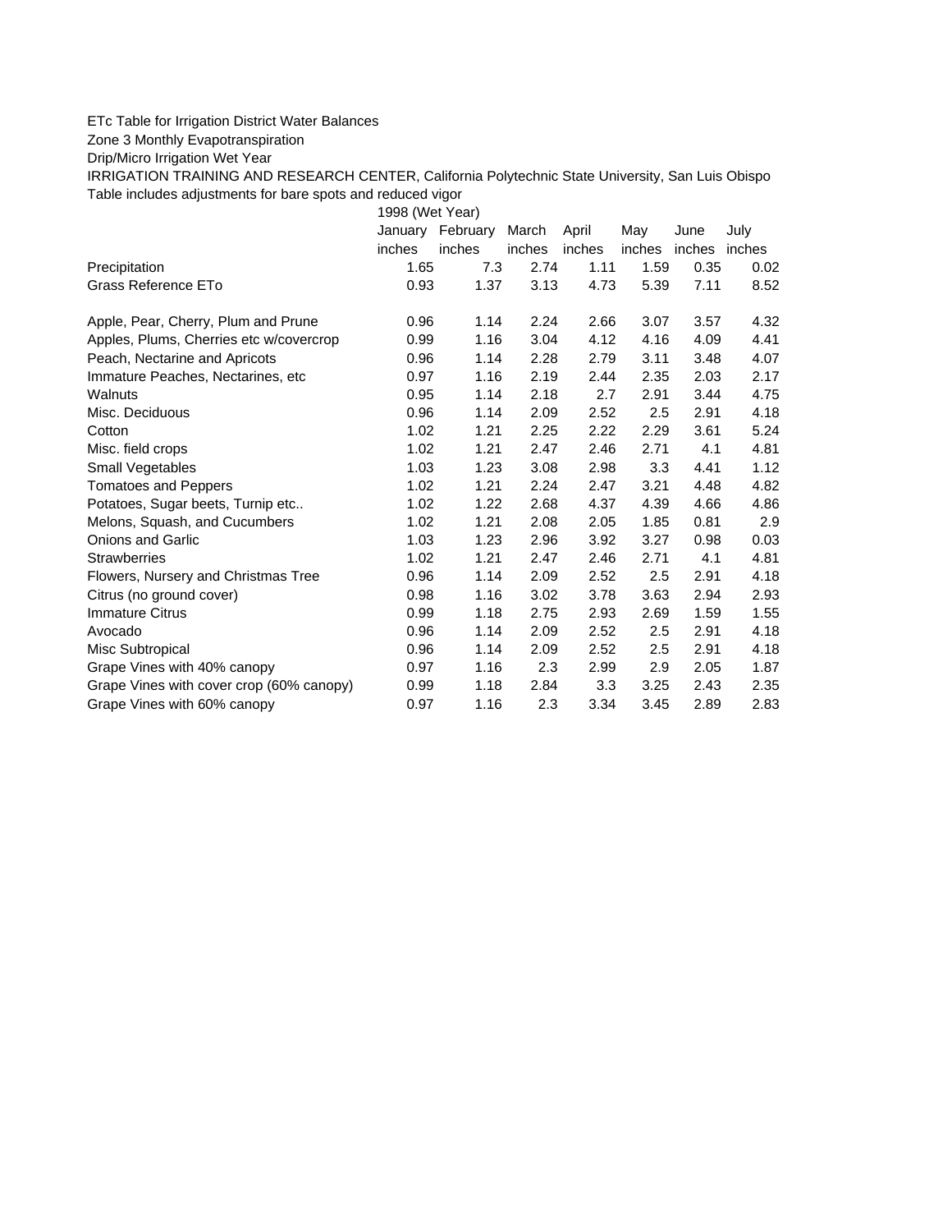ETc Table for Irrigation District Water Balances

Zone 3 Monthly Evapotranspiration

Drip/Micro Irrigation Wet Year

IRRIGATION TRAINING AND RESEARCH CENTER, California Polytechnic State University, San Luis Obispo

Table includes adjustments for bare spots and reduced vigor

| | 1998 (Wet Year) | | | | | | |
|---|---|---|---|---|---|---|---|
| | January | February | March | April | May | June | July |
| | inches | inches | inches | inches | inches | inches | inches |
| Precipitation | 1.65 | 7.3 | 2.74 | 1.11 | 1.59 | 0.35 | 0.02 |
| Grass Reference ETo | 0.93 | 1.37 | 3.13 | 4.73 | 5.39 | 7.11 | 8.52 |
| | | | | | | | |
| Apple, Pear, Cherry, Plum and Prune | 0.96 | 1.14 | 2.24 | 2.66 | 3.07 | 3.57 | 4.32 |
| Apples, Plums, Cherries etc w/covercrop | 0.99 | 1.16 | 3.04 | 4.12 | 4.16 | 4.09 | 4.41 |
| Peach, Nectarine and Apricots | 0.96 | 1.14 | 2.28 | 2.79 | 3.11 | 3.48 | 4.07 |
| Immature Peaches, Nectarines, etc | 0.97 | 1.16 | 2.19 | 2.44 | 2.35 | 2.03 | 2.17 |
| Walnuts | 0.95 | 1.14 | 2.18 | 2.7 | 2.91 | 3.44 | 4.75 |
| Misc. Deciduous | 0.96 | 1.14 | 2.09 | 2.52 | 2.5 | 2.91 | 4.18 |
| Cotton | 1.02 | 1.21 | 2.25 | 2.22 | 2.29 | 3.61 | 5.24 |
| Misc. field crops | 1.02 | 1.21 | 2.47 | 2.46 | 2.71 | 4.1 | 4.81 |
| Small Vegetables | 1.03 | 1.23 | 3.08 | 2.98 | 3.3 | 4.41 | 1.12 |
| Tomatoes and Peppers | 1.02 | 1.21 | 2.24 | 2.47 | 3.21 | 4.48 | 4.82 |
| Potatoes, Sugar beets, Turnip etc.. | 1.02 | 1.22 | 2.68 | 4.37 | 4.39 | 4.66 | 4.86 |
| Melons, Squash, and Cucumbers | 1.02 | 1.21 | 2.08 | 2.05 | 1.85 | 0.81 | 2.9 |
| Onions and Garlic | 1.03 | 1.23 | 2.96 | 3.92 | 3.27 | 0.98 | 0.03 |
| Strawberries | 1.02 | 1.21 | 2.47 | 2.46 | 2.71 | 4.1 | 4.81 |
| Flowers, Nursery and Christmas Tree | 0.96 | 1.14 | 2.09 | 2.52 | 2.5 | 2.91 | 4.18 |
| Citrus (no ground cover) | 0.98 | 1.16 | 3.02 | 3.78 | 3.63 | 2.94 | 2.93 |
| Immature Citrus | 0.99 | 1.18 | 2.75 | 2.93 | 2.69 | 1.59 | 1.55 |
| Avocado | 0.96 | 1.14 | 2.09 | 2.52 | 2.5 | 2.91 | 4.18 |
| Misc Subtropical | 0.96 | 1.14 | 2.09 | 2.52 | 2.5 | 2.91 | 4.18 |
| Grape Vines with 40% canopy | 0.97 | 1.16 | 2.3 | 2.99 | 2.9 | 2.05 | 1.87 |
| Grape Vines with cover crop (60% canopy) | 0.99 | 1.18 | 2.84 | 3.3 | 3.25 | 2.43 | 2.35 |
| Grape Vines with 60% canopy | 0.97 | 1.16 | 2.3 | 3.34 | 3.45 | 2.89 | 2.83 |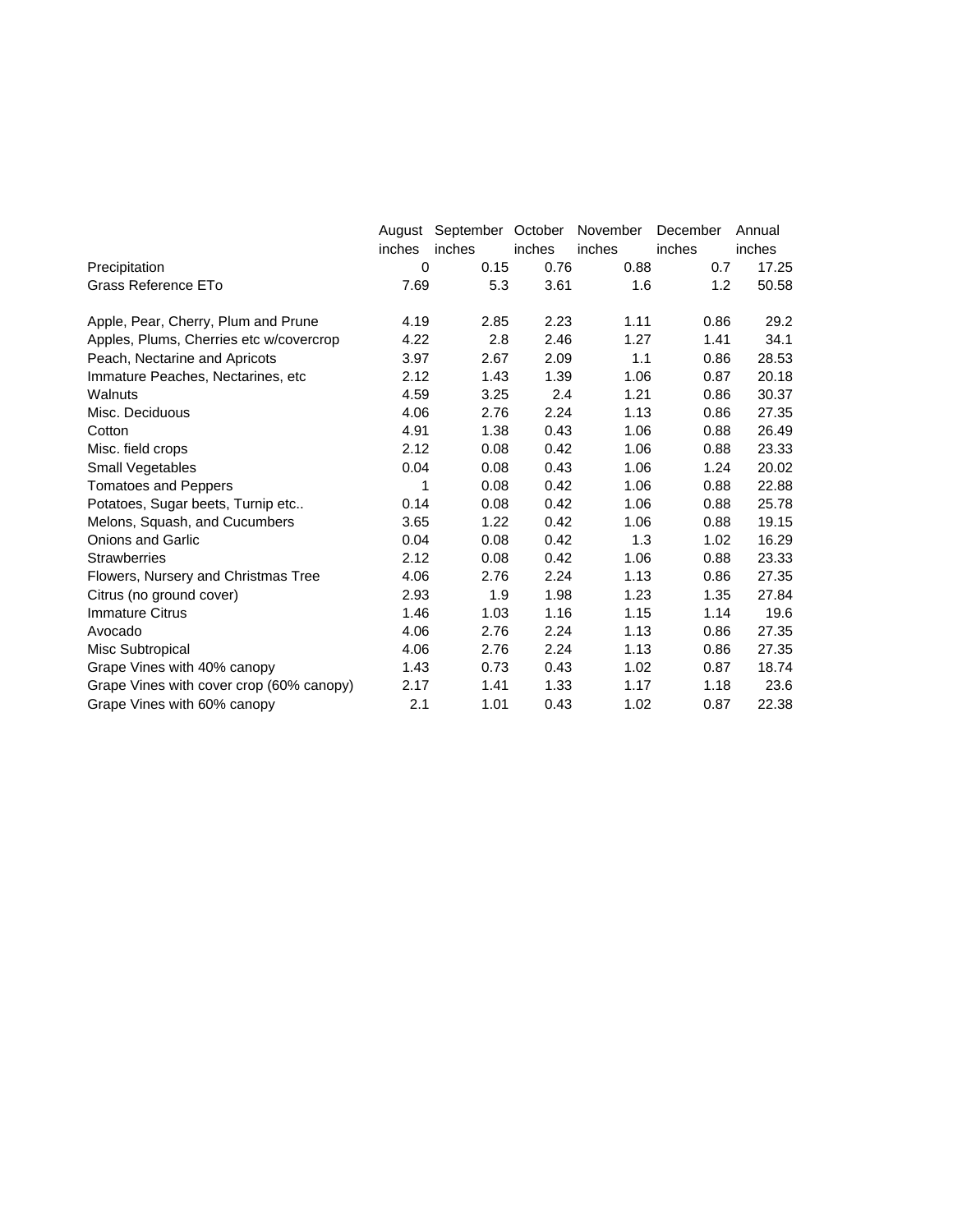| | August inches | September inches | October inches | November inches | December inches | Annual inches |
|---|---|---|---|---|---|---|
| Precipitation | 0 | 0.15 | 0.76 | 0.88 | 0.7 | 17.25 |
| Grass Reference ETo | 7.69 | 5.3 | 3.61 | 1.6 | 1.2 | 50.58 |
| | | | | | | |
| Apple, Pear, Cherry, Plum and Prune | 4.19 | 2.85 | 2.23 | 1.11 | 0.86 | 29.2 |
| Apples, Plums, Cherries etc w/covercrop | 4.22 | 2.8 | 2.46 | 1.27 | 1.41 | 34.1 |
| Peach, Nectarine and Apricots | 3.97 | 2.67 | 2.09 | 1.1 | 0.86 | 28.53 |
| Immature Peaches, Nectarines, etc | 2.12 | 1.43 | 1.39 | 1.06 | 0.87 | 20.18 |
| Walnuts | 4.59 | 3.25 | 2.4 | 1.21 | 0.86 | 30.37 |
| Misc. Deciduous | 4.06 | 2.76 | 2.24 | 1.13 | 0.86 | 27.35 |
| Cotton | 4.91 | 1.38 | 0.43 | 1.06 | 0.88 | 26.49 |
| Misc. field crops | 2.12 | 0.08 | 0.42 | 1.06 | 0.88 | 23.33 |
| Small Vegetables | 0.04 | 0.08 | 0.43 | 1.06 | 1.24 | 20.02 |
| Tomatoes and Peppers | 1 | 0.08 | 0.42 | 1.06 | 0.88 | 22.88 |
| Potatoes, Sugar beets, Turnip etc.. | 0.14 | 0.08 | 0.42 | 1.06 | 0.88 | 25.78 |
| Melons, Squash, and Cucumbers | 3.65 | 1.22 | 0.42 | 1.06 | 0.88 | 19.15 |
| Onions and Garlic | 0.04 | 0.08 | 0.42 | 1.3 | 1.02 | 16.29 |
| Strawberries | 2.12 | 0.08 | 0.42 | 1.06 | 0.88 | 23.33 |
| Flowers, Nursery and Christmas Tree | 4.06 | 2.76 | 2.24 | 1.13 | 0.86 | 27.35 |
| Citrus (no ground cover) | 2.93 | 1.9 | 1.98 | 1.23 | 1.35 | 27.84 |
| Immature Citrus | 1.46 | 1.03 | 1.16 | 1.15 | 1.14 | 19.6 |
| Avocado | 4.06 | 2.76 | 2.24 | 1.13 | 0.86 | 27.35 |
| Misc Subtropical | 4.06 | 2.76 | 2.24 | 1.13 | 0.86 | 27.35 |
| Grape Vines with 40% canopy | 1.43 | 0.73 | 0.43 | 1.02 | 0.87 | 18.74 |
| Grape Vines with cover crop (60% canopy) | 2.17 | 1.41 | 1.33 | 1.17 | 1.18 | 23.6 |
| Grape Vines with 60% canopy | 2.1 | 1.01 | 0.43 | 1.02 | 0.87 | 22.38 |